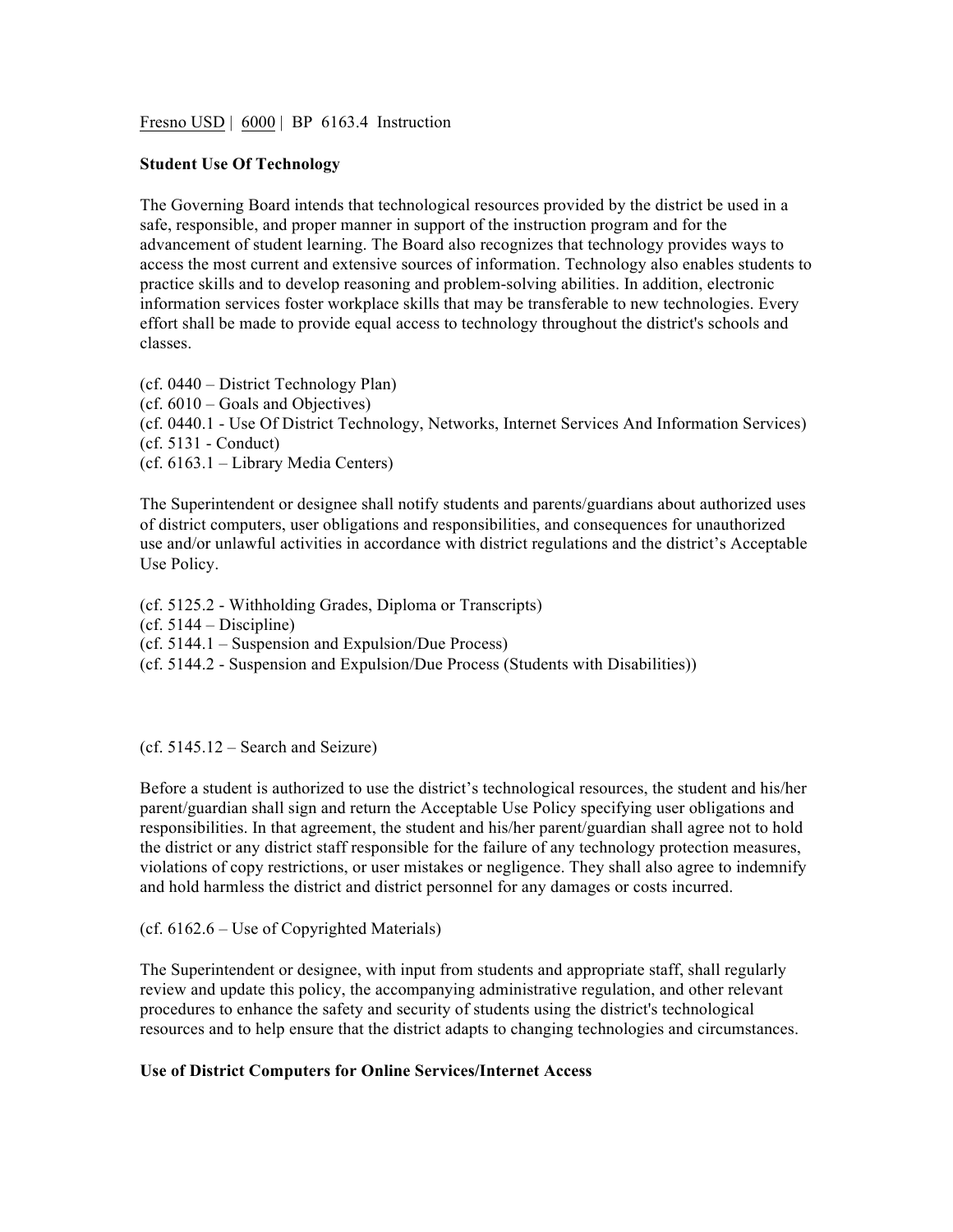Fresno USD | 6000 | BP 6163.4 Instruction

**Student Use Of Technology**

The Governing Board intends that technological resources provided by the district be used in a safe, responsible, and proper manner in support of the instruction program and for the advancement of student learning. The Board also recognizes that technology provides ways to access the most current and extensive sources of information. Technology also enables students to practice skills and to develop reasoning and problem-solving abilities. In addition, electronic information services foster workplace skills that may be transferable to new technologies. Every effort shall be made to provide equal access to technology throughout the district's schools and classes.

(cf. 0440 – District Technology Plan)
(cf. 6010 – Goals and Objectives)
(cf. 0440.1 - Use Of District Technology, Networks, Internet Services And Information Services)
(cf. 5131 - Conduct)
(cf. 6163.1 – Library Media Centers)

The Superintendent or designee shall notify students and parents/guardians about authorized uses of district computers, user obligations and responsibilities, and consequences for unauthorized use and/or unlawful activities in accordance with district regulations and the district's Acceptable Use Policy.

(cf. 5125.2 - Withholding Grades, Diploma or Transcripts)
(cf. 5144 – Discipline)
(cf. 5144.1 – Suspension and Expulsion/Due Process)
(cf. 5144.2 - Suspension and Expulsion/Due Process (Students with Disabilities))

(cf. 5145.12 – Search and Seizure)

Before a student is authorized to use the district's technological resources, the student and his/her parent/guardian shall sign and return the Acceptable Use Policy specifying user obligations and responsibilities. In that agreement, the student and his/her parent/guardian shall agree not to hold the district or any district staff responsible for the failure of any technology protection measures, violations of copy restrictions, or user mistakes or negligence. They shall also agree to indemnify and hold harmless the district and district personnel for any damages or costs incurred.

(cf. 6162.6 – Use of Copyrighted Materials)

The Superintendent or designee, with input from students and appropriate staff, shall regularly review and update this policy, the accompanying administrative regulation, and other relevant procedures to enhance the safety and security of students using the district's technological resources and to help ensure that the district adapts to changing technologies and circumstances.

**Use of District Computers for Online Services/Internet Access**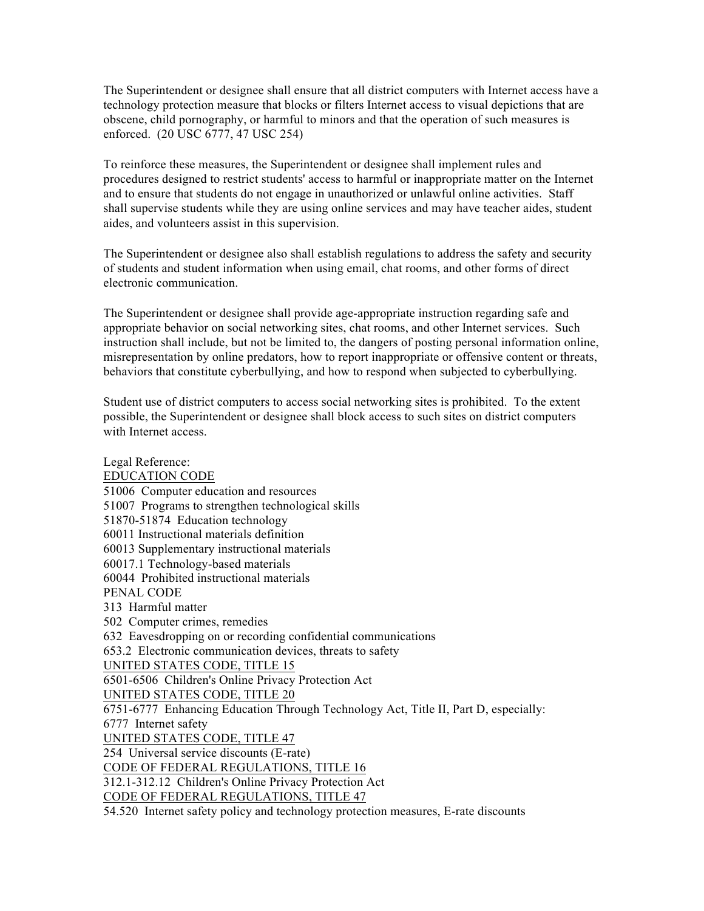The Superintendent or designee shall ensure that all district computers with Internet access have a technology protection measure that blocks or filters Internet access to visual depictions that are obscene, child pornography, or harmful to minors and that the operation of such measures is enforced. (20 USC 6777, 47 USC 254)

To reinforce these measures, the Superintendent or designee shall implement rules and procedures designed to restrict students' access to harmful or inappropriate matter on the Internet and to ensure that students do not engage in unauthorized or unlawful online activities. Staff shall supervise students while they are using online services and may have teacher aides, student aides, and volunteers assist in this supervision.

The Superintendent or designee also shall establish regulations to address the safety and security of students and student information when using email, chat rooms, and other forms of direct electronic communication.

The Superintendent or designee shall provide age-appropriate instruction regarding safe and appropriate behavior on social networking sites, chat rooms, and other Internet services. Such instruction shall include, but not be limited to, the dangers of posting personal information online, misrepresentation by online predators, how to report inappropriate or offensive content or threats, behaviors that constitute cyberbullying, and how to respond when subjected to cyberbullying.

Student use of district computers to access social networking sites is prohibited. To the extent possible, the Superintendent or designee shall block access to such sites on district computers with Internet access.

Legal Reference:

<u>EDUCATION CODE</u>

51006 Computer education and resources
51007 Programs to strengthen technological skills
51870-51874 Education technology
60011 Instructional materials definition
60013 Supplementary instructional materials
60017.1 Technology-based materials
60044 Prohibited instructional materials

PENAL CODE

313 Harmful matter
502 Computer crimes, remedies
632 Eavesdropping on or recording confidential communications
653.2 Electronic communication devices, threats to safety

<u>UNITED STATES CODE, TITLE 15</u>

6501-6506 Children's Online Privacy Protection Act

<u>UNITED STATES CODE, TITLE 20</u>

6751-6777 Enhancing Education Through Technology Act, Title II, Part D, especially:
6777 Internet safety

<u>UNITED STATES CODE, TITLE 47</u>

254 Universal service discounts (E-rate)

<u>CODE OF FEDERAL REGULATIONS, TITLE 16</u>

312.1-312.12 Children's Online Privacy Protection Act

<u>CODE OF FEDERAL REGULATIONS, TITLE 47</u>

54.520 Internet safety policy and technology protection measures, E-rate discounts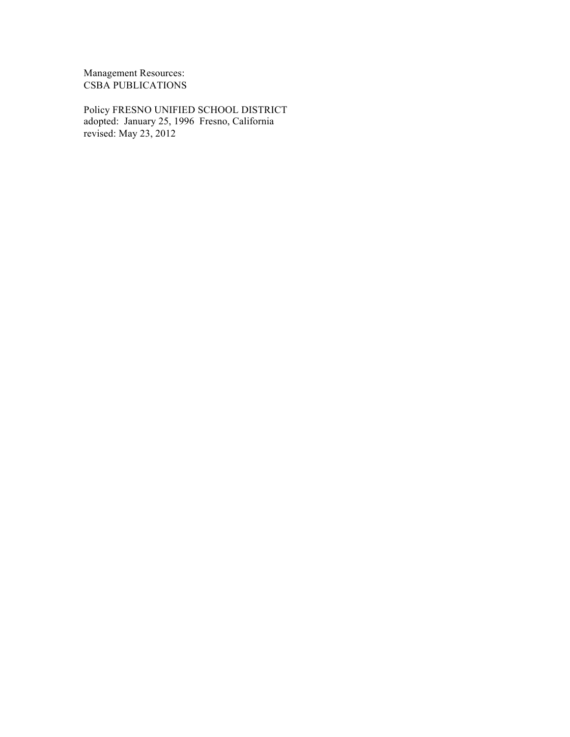Management Resources:
CSBA PUBLICATIONS

Policy FRESNO UNIFIED SCHOOL DISTRICT
adopted: January 25, 1996 Fresno, California
revised: May 23, 2012